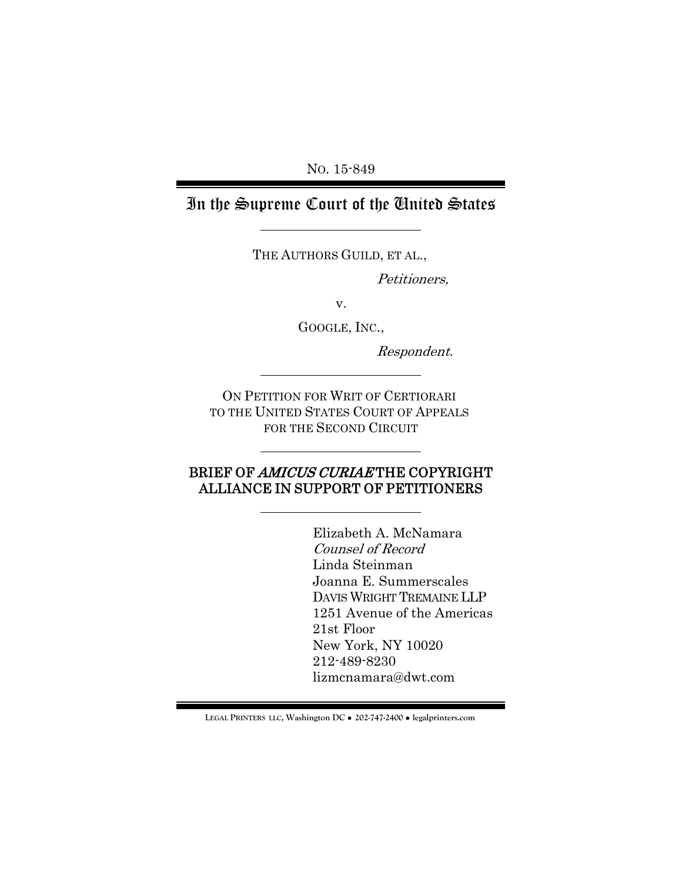NO. 15-849

# In the Supreme Court of the United States

THE AUTHORS GUILD, ET AL.,

*Petitioners,*

v.

GOOGLE, INC.,

*Respondent.*

ON PETITION FOR WRIT OF CERTIORARI
TO THE UNITED STATES COURT OF APPEALS
FOR THE SECOND CIRCUIT

## BRIEF OF *AMICUS CURIAE* THE COPYRIGHT ALLIANCE IN SUPPORT OF PETITIONERS

Elizabeth A. McNamara
*Counsel of Record*
Linda Steinman
Joanna E. Summerscales
DAVIS WRIGHT TREMAINE LLP
1251 Avenue of the Americas
21st Floor
New York, NY 10020
212-489-8230
lizmcnamara@dwt.com

LEGAL PRINTERS LLC, Washington DC ● 202-747-2400 ● legalprinters.com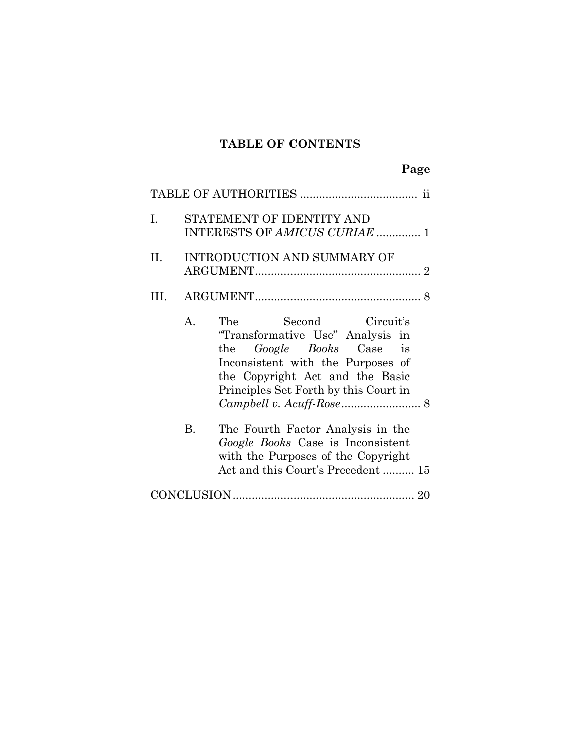## TABLE OF CONTENTS

| | Page |
|---|---|
| TABLE OF AUTHORITIES | ii |
| I. STATEMENT OF IDENTITY AND INTERESTS OF *AMICUS CURIAE* | 1 |
| II. INTRODUCTION AND SUMMARY OF ARGUMENT | 2 |
| III. ARGUMENT | 8 |
| A. The Second Circuit's "Transformative Use" Analysis in the *Google Books* Case is Inconsistent with the Purposes of the Copyright Act and the Basic Principles Set Forth by this Court in *Campbell v. Acuff-Rose* | 8 |
| B. The Fourth Factor Analysis in the *Google Books* Case is Inconsistent with the Purposes of the Copyright Act and this Court's Precedent | 15 |
| CONCLUSION | 20 |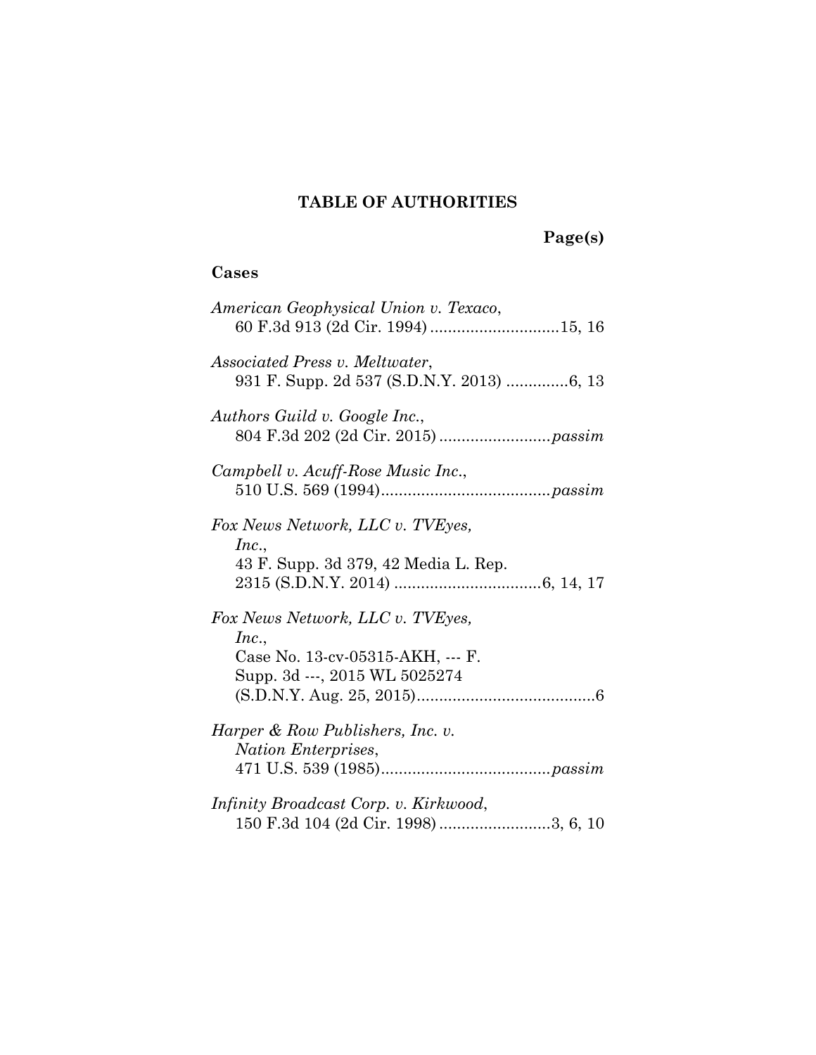## TABLE OF AUTHORITIES

**Page(s)**

### Cases

*American Geophysical Union v. Texaco*,
60 F.3d 913 (2d Cir. 1994) ............................15, 16

*Associated Press v. Meltwater*,
931 F. Supp. 2d 537 (S.D.N.Y. 2013) .............6, 13

*Authors Guild v. Google Inc.*,
804 F.3d 202 (2d Cir. 2015) .........................*passim*

*Campbell v. Acuff-Rose Music Inc.*,
510 U.S. 569 (1994).....................................*passim*

*Fox News Network, LLC v. TVEyes, Inc.*,
43 F. Supp. 3d 379, 42 Media L. Rep. 2315 (S.D.N.Y. 2014) ................................6, 14, 17

*Fox News Network, LLC v. TVEyes, Inc.*,
Case No. 13-cv-05315-AKH, --- F. Supp. 3d ---, 2015 WL 5025274 (S.D.N.Y. Aug. 25, 2015)........................................6

*Harper & Row Publishers, Inc. v. Nation Enterprises*,
471 U.S. 539 (1985).....................................*passim*

*Infinity Broadcast Corp. v. Kirkwood*,
150 F.3d 104 (2d Cir. 1998) .........................3, 6, 10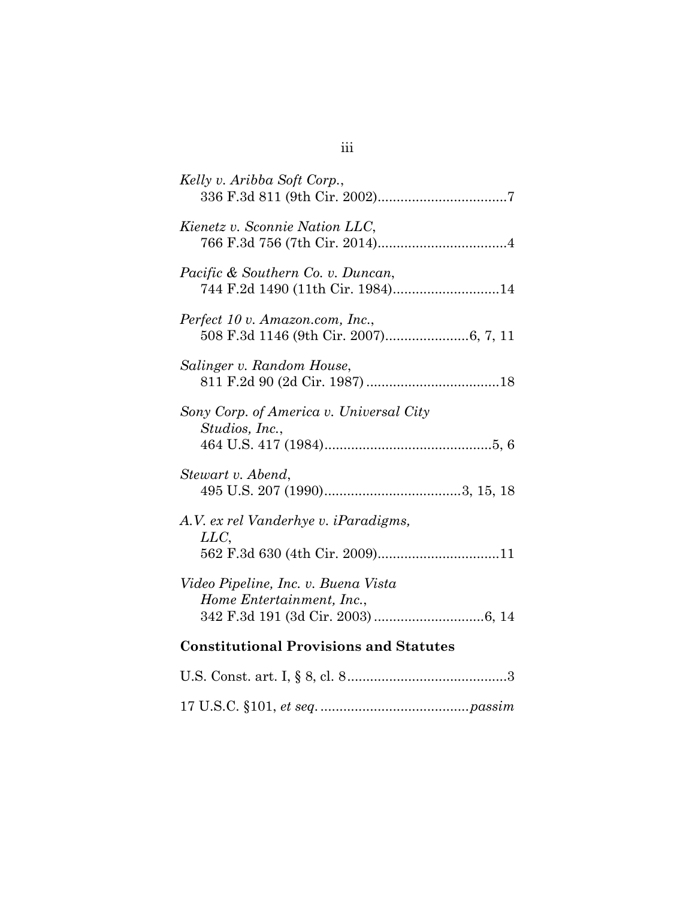*Kelly v. Aribba Soft Corp.*,
336 F.3d 811 (9th Cir. 2002)..................................7

*Kienetz v. Sconnie Nation LLC*,
766 F.3d 756 (7th Cir. 2014)..................................4

*Pacific & Southern Co. v. Duncan*,
744 F.2d 1490 (11th Cir. 1984)............................14

*Perfect 10 v. Amazon.com, Inc.*,
508 F.3d 1146 (9th Cir. 2007)......................6, 7, 11

*Salinger v. Random House*,
811 F.2d 90 (2d Cir. 1987) ...................................18

*Sony Corp. of America v. Universal City Studios, Inc.*,
464 U.S. 417 (1984)............................................5, 6

*Stewart v. Abend*,
495 U.S. 207 (1990)....................................3, 15, 18

*A.V. ex rel Vanderhye v. iParadigms, LLC*,
562 F.3d 630 (4th Cir. 2009)................................11

*Video Pipeline, Inc. v. Buena Vista Home Entertainment, Inc.*,
342 F.3d 191 (3d Cir. 2003) .............................6, 14

## Constitutional Provisions and Statutes

U.S. Const. art. I, § 8, cl. 8..........................................3

17 U.S.C. §101, *et seq.* .......................................*passim*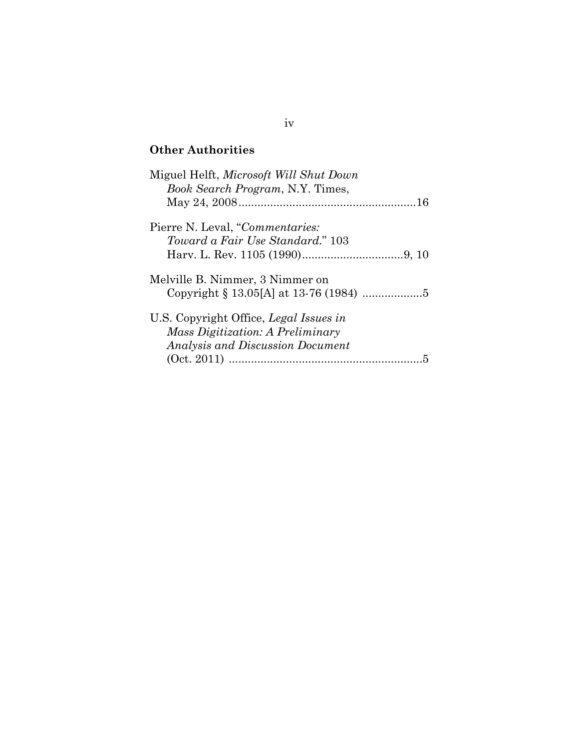## Other Authorities

Miguel Helft, *Microsoft Will Shut Down Book Search Program*, N.Y. Times, May 24, 2008........................................................16

Pierre N. Leval, "*Commentaries: Toward a Fair Use Standard.*" 103 Harv. L. Rev. 1105 (1990)................................9, 10

Melville B. Nimmer, 3 Nimmer on Copyright § 13.05[A] at 13-76 (1984) ..................5

U.S. Copyright Office, *Legal Issues in Mass Digitization: A Preliminary Analysis and Discussion Document* (Oct. 2011) .............................................................5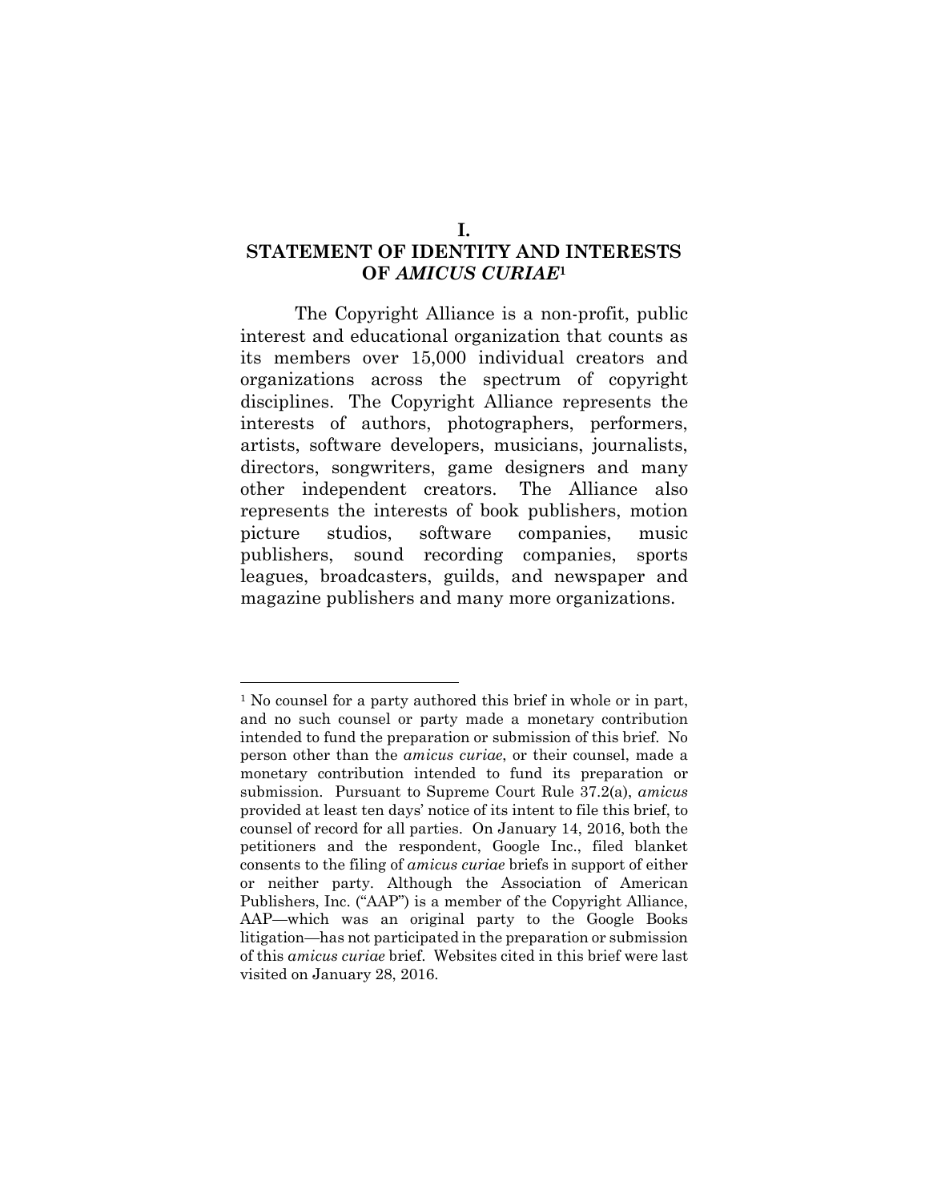# I.
# STATEMENT OF IDENTITY AND INTERESTS OF *AMICUS CURIAE*[1]

The Copyright Alliance is a non-profit, public interest and educational organization that counts as its members over 15,000 individual creators and organizations across the spectrum of copyright disciplines. The Copyright Alliance represents the interests of authors, photographers, performers, artists, software developers, musicians, journalists, directors, songwriters, game designers and many other independent creators. The Alliance also represents the interests of book publishers, motion picture studios, software companies, music publishers, sound recording companies, sports leagues, broadcasters, guilds, and newspaper and magazine publishers and many more organizations.

---

[1] No counsel for a party authored this brief in whole or in part, and no such counsel or party made a monetary contribution intended to fund the preparation or submission of this brief. No person other than the *amicus curiae*, or their counsel, made a monetary contribution intended to fund its preparation or submission. Pursuant to Supreme Court Rule 37.2(a), *amicus* provided at least ten days' notice of its intent to file this brief, to counsel of record for all parties. On January 14, 2016, both the petitioners and the respondent, Google Inc., filed blanket consents to the filing of *amicus curiae* briefs in support of either or neither party. Although the Association of American Publishers, Inc. ("AAP") is a member of the Copyright Alliance, AAP—which was an original party to the Google Books litigation—has not participated in the preparation or submission of this *amicus curiae* brief. Websites cited in this brief were last visited on January 28, 2016.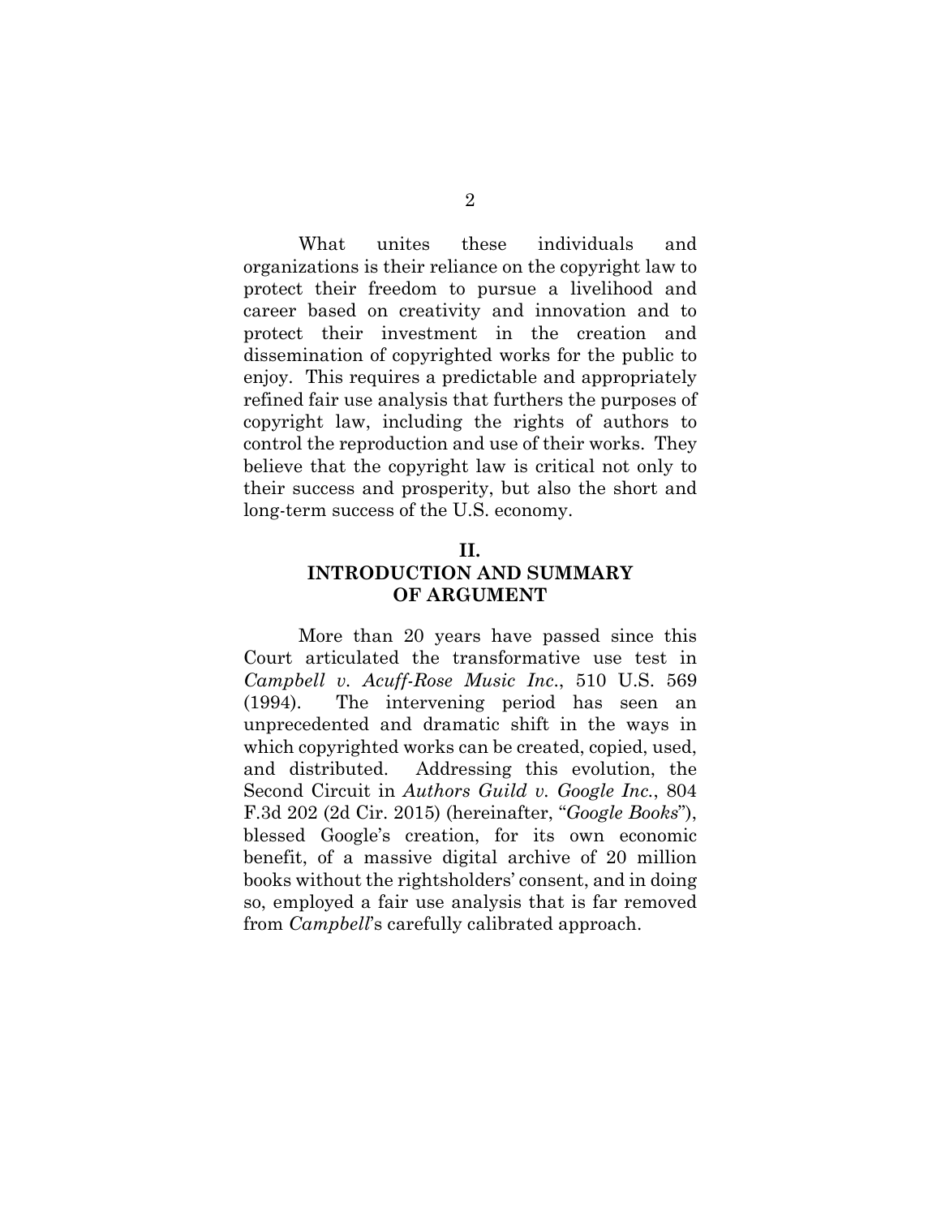What unites these individuals and organizations is their reliance on the copyright law to protect their freedom to pursue a livelihood and career based on creativity and innovation and to protect their investment in the creation and dissemination of copyrighted works for the public to enjoy. This requires a predictable and appropriately refined fair use analysis that furthers the purposes of copyright law, including the rights of authors to control the reproduction and use of their works. They believe that the copyright law is critical not only to their success and prosperity, but also the short and long-term success of the U.S. economy.

## II.
## INTRODUCTION AND SUMMARY OF ARGUMENT

More than 20 years have passed since this Court articulated the transformative use test in *Campbell v. Acuff-Rose Music Inc.*, 510 U.S. 569 (1994). The intervening period has seen an unprecedented and dramatic shift in the ways in which copyrighted works can be created, copied, used, and distributed. Addressing this evolution, the Second Circuit in *Authors Guild v. Google Inc.*, 804 F.3d 202 (2d Cir. 2015) (hereinafter, "*Google Books*"), blessed Google's creation, for its own economic benefit, of a massive digital archive of 20 million books without the rightsholders' consent, and in doing so, employed a fair use analysis that is far removed from *Campbell*'s carefully calibrated approach.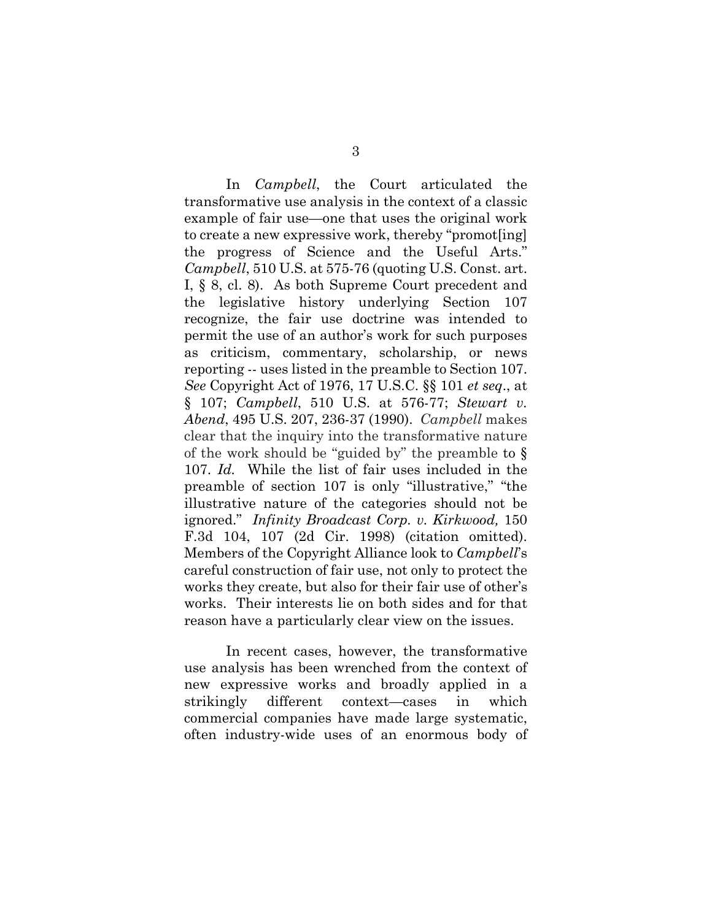In *Campbell*, the Court articulated the transformative use analysis in the context of a classic example of fair use—one that uses the original work to create a new expressive work, thereby "promot[ing] the progress of Science and the Useful Arts." *Campbell*, 510 U.S. at 575-76 (quoting U.S. Const. art. I, § 8, cl. 8). As both Supreme Court precedent and the legislative history underlying Section 107 recognize, the fair use doctrine was intended to permit the use of an author's work for such purposes as criticism, commentary, scholarship, or news reporting -- uses listed in the preamble to Section 107. *See* Copyright Act of 1976, 17 U.S.C. §§ 101 *et seq*., at § 107; *Campbell*, 510 U.S. at 576-77; *Stewart v. Abend*, 495 U.S. 207, 236-37 (1990). *Campbell* makes clear that the inquiry into the transformative nature of the work should be "guided by" the preamble to § 107. *Id.* While the list of fair uses included in the preamble of section 107 is only "illustrative," "the illustrative nature of the categories should not be ignored." *Infinity Broadcast Corp. v. Kirkwood,* 150 F.3d 104, 107 (2d Cir. 1998) (citation omitted). Members of the Copyright Alliance look to *Campbell*'s careful construction of fair use, not only to protect the works they create, but also for their fair use of other's works. Their interests lie on both sides and for that reason have a particularly clear view on the issues.

In recent cases, however, the transformative use analysis has been wrenched from the context of new expressive works and broadly applied in a strikingly different context—cases in which commercial companies have made large systematic, often industry-wide uses of an enormous body of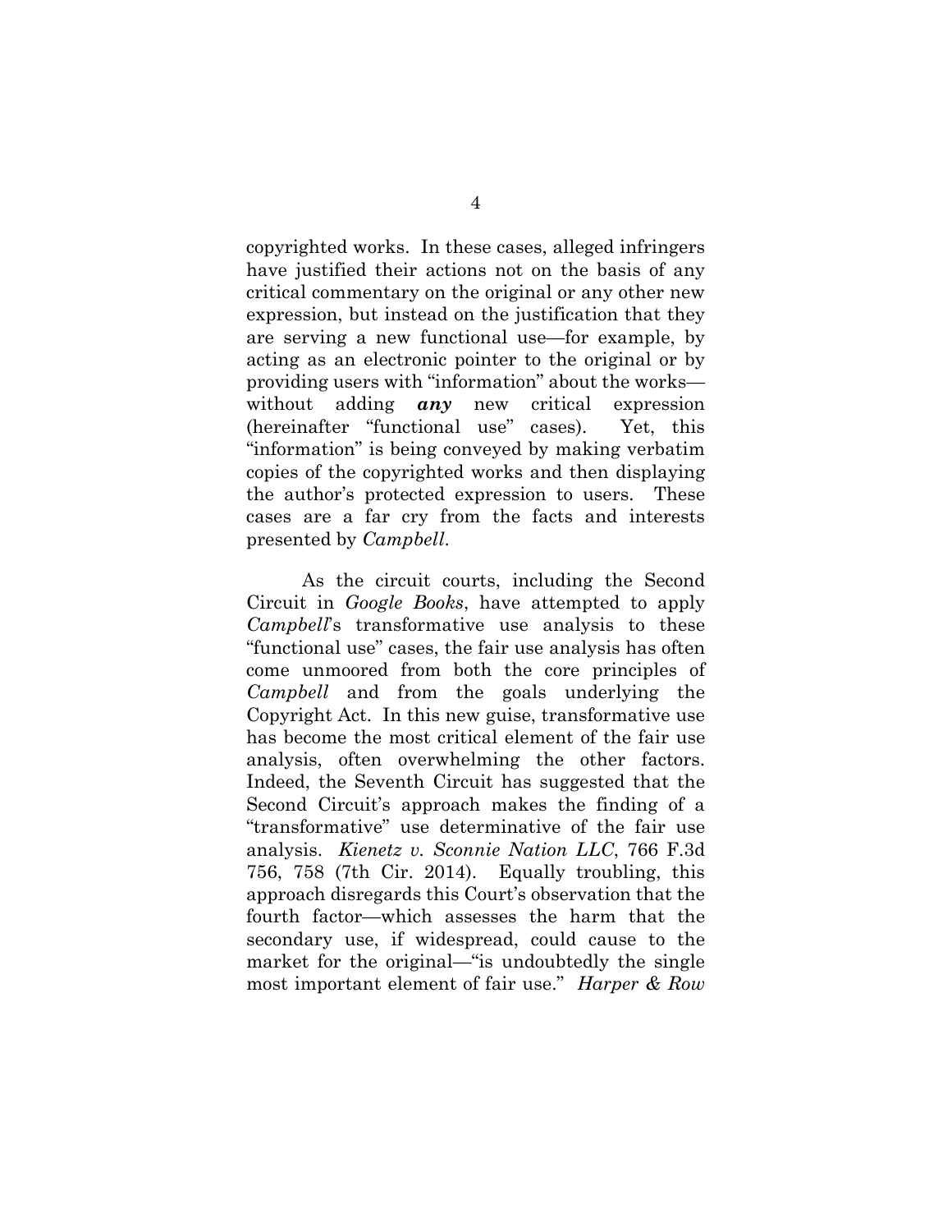copyrighted works. In these cases, alleged infringers have justified their actions not on the basis of any critical commentary on the original or any other new expression, but instead on the justification that they are serving a new functional use—for example, by acting as an electronic pointer to the original or by providing users with "information" about the works—without adding ***any*** new critical expression (hereinafter "functional use" cases). Yet, this "information" is being conveyed by making verbatim copies of the copyrighted works and then displaying the author's protected expression to users. These cases are a far cry from the facts and interests presented by *Campbell*.

As the circuit courts, including the Second Circuit in *Google Books*, have attempted to apply *Campbell*'s transformative use analysis to these "functional use" cases, the fair use analysis has often come unmoored from both the core principles of *Campbell* and from the goals underlying the Copyright Act. In this new guise, transformative use has become the most critical element of the fair use analysis, often overwhelming the other factors. Indeed, the Seventh Circuit has suggested that the Second Circuit's approach makes the finding of a "transformative" use determinative of the fair use analysis. *Kienetz v. Sconnie Nation LLC*, 766 F.3d 756, 758 (7th Cir. 2014). Equally troubling, this approach disregards this Court's observation that the fourth factor—which assesses the harm that the secondary use, if widespread, could cause to the market for the original—"is undoubtedly the single most important element of fair use." *Harper & Row*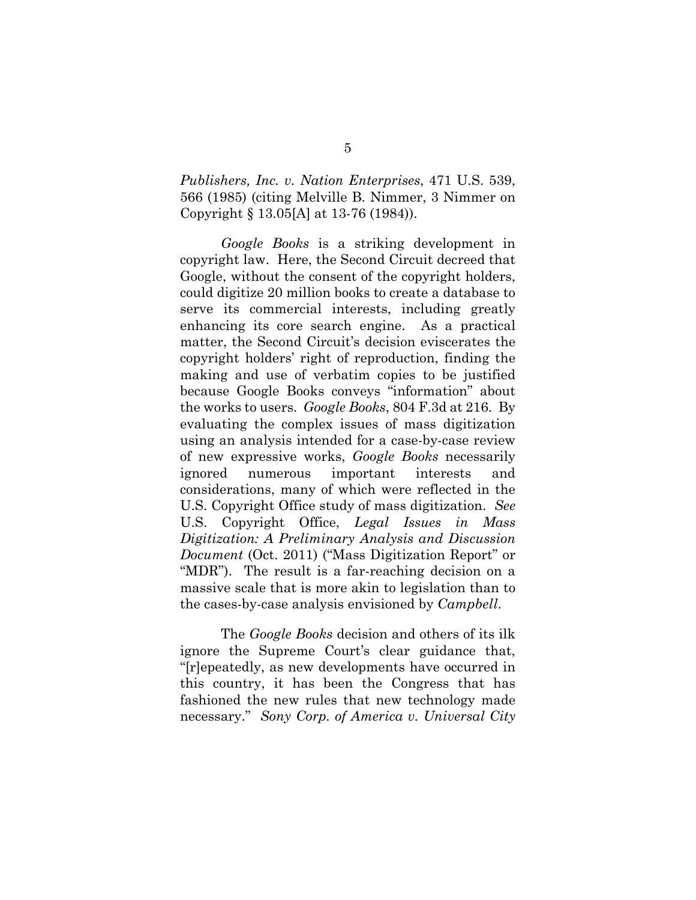*Publishers, Inc. v. Nation Enterprises*, 471 U.S. 539, 566 (1985) (citing Melville B. Nimmer, 3 Nimmer on Copyright § 13.05[A] at 13-76 (1984)).

*Google Books* is a striking development in copyright law. Here, the Second Circuit decreed that Google, without the consent of the copyright holders, could digitize 20 million books to create a database to serve its commercial interests, including greatly enhancing its core search engine. As a practical matter, the Second Circuit's decision eviscerates the copyright holders' right of reproduction, finding the making and use of verbatim copies to be justified because Google Books conveys "information" about the works to users. *Google Books*, 804 F.3d at 216. By evaluating the complex issues of mass digitization using an analysis intended for a case-by-case review of new expressive works, *Google Books* necessarily ignored numerous important interests and considerations, many of which were reflected in the U.S. Copyright Office study of mass digitization. *See* U.S. Copyright Office, *Legal Issues in Mass Digitization: A Preliminary Analysis and Discussion Document* (Oct. 2011) ("Mass Digitization Report" or "MDR"). The result is a far-reaching decision on a massive scale that is more akin to legislation than to the cases-by-case analysis envisioned by *Campbell*.

The *Google Books* decision and others of its ilk ignore the Supreme Court's clear guidance that, "[r]epeatedly, as new developments have occurred in this country, it has been the Congress that has fashioned the new rules that new technology made necessary." *Sony Corp. of America v. Universal City*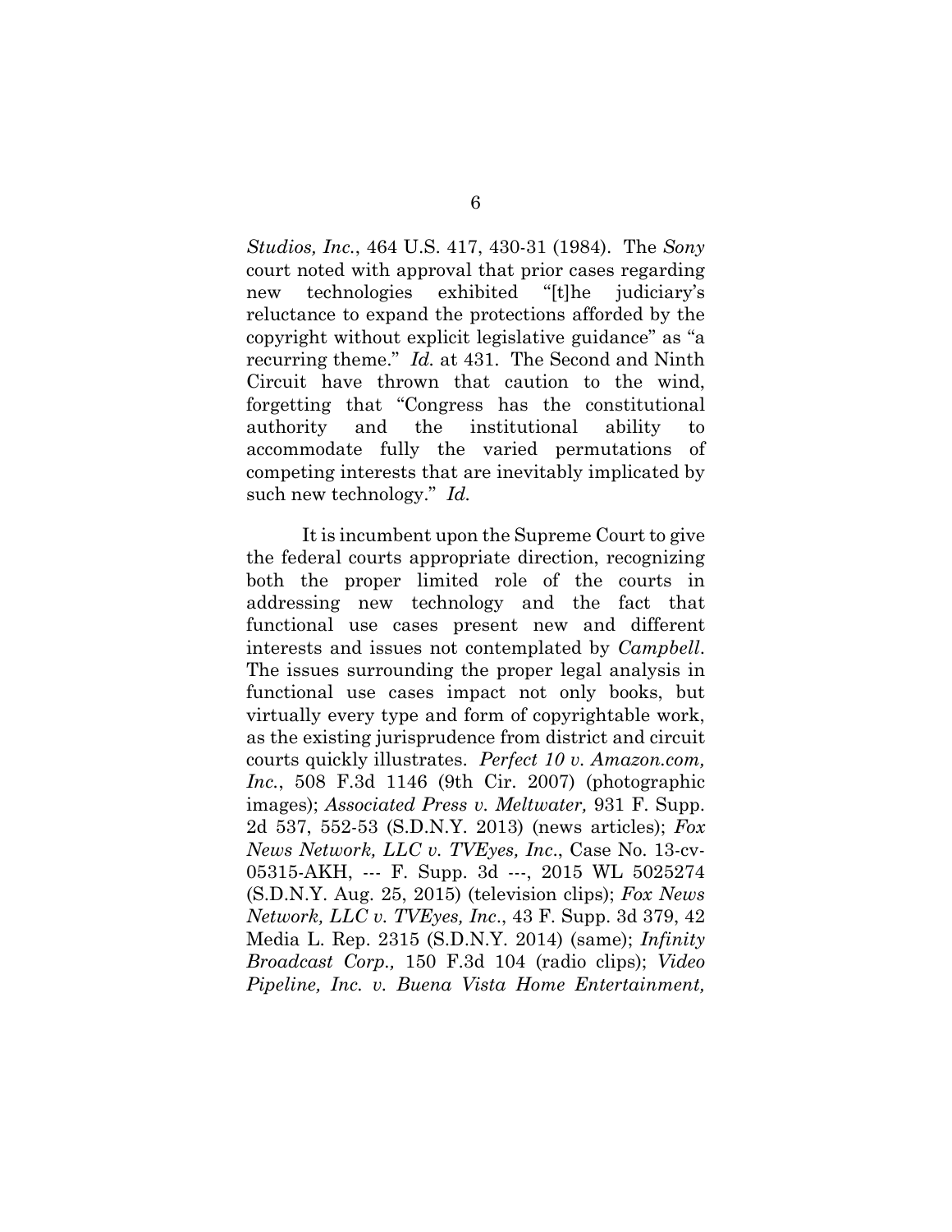*Studios, Inc.*, 464 U.S. 417, 430-31 (1984). The *Sony* court noted with approval that prior cases regarding new technologies exhibited "[t]he judiciary's reluctance to expand the protections afforded by the copyright without explicit legislative guidance" as "a recurring theme." *Id.* at 431. The Second and Ninth Circuit have thrown that caution to the wind, forgetting that "Congress has the constitutional authority and the institutional ability to accommodate fully the varied permutations of competing interests that are inevitably implicated by such new technology." *Id.*

It is incumbent upon the Supreme Court to give the federal courts appropriate direction, recognizing both the proper limited role of the courts in addressing new technology and the fact that functional use cases present new and different interests and issues not contemplated by *Campbell*. The issues surrounding the proper legal analysis in functional use cases impact not only books, but virtually every type and form of copyrightable work, as the existing jurisprudence from district and circuit courts quickly illustrates. *Perfect 10 v. Amazon.com, Inc.*, 508 F.3d 1146 (9th Cir. 2007) (photographic images); *Associated Press v. Meltwater,* 931 F. Supp. 2d 537, 552-53 (S.D.N.Y. 2013) (news articles); *Fox News Network, LLC v. TVEyes, Inc.*, Case No. 13-cv-05315-AKH, --- F. Supp. 3d ---, 2015 WL 5025274 (S.D.N.Y. Aug. 25, 2015) (television clips); *Fox News Network, LLC v. TVEyes, Inc.*, 43 F. Supp. 3d 379, 42 Media L. Rep. 2315 (S.D.N.Y. 2014) (same); *Infinity Broadcast Corp.,* 150 F.3d 104 (radio clips); *Video Pipeline, Inc. v. Buena Vista Home Entertainment,*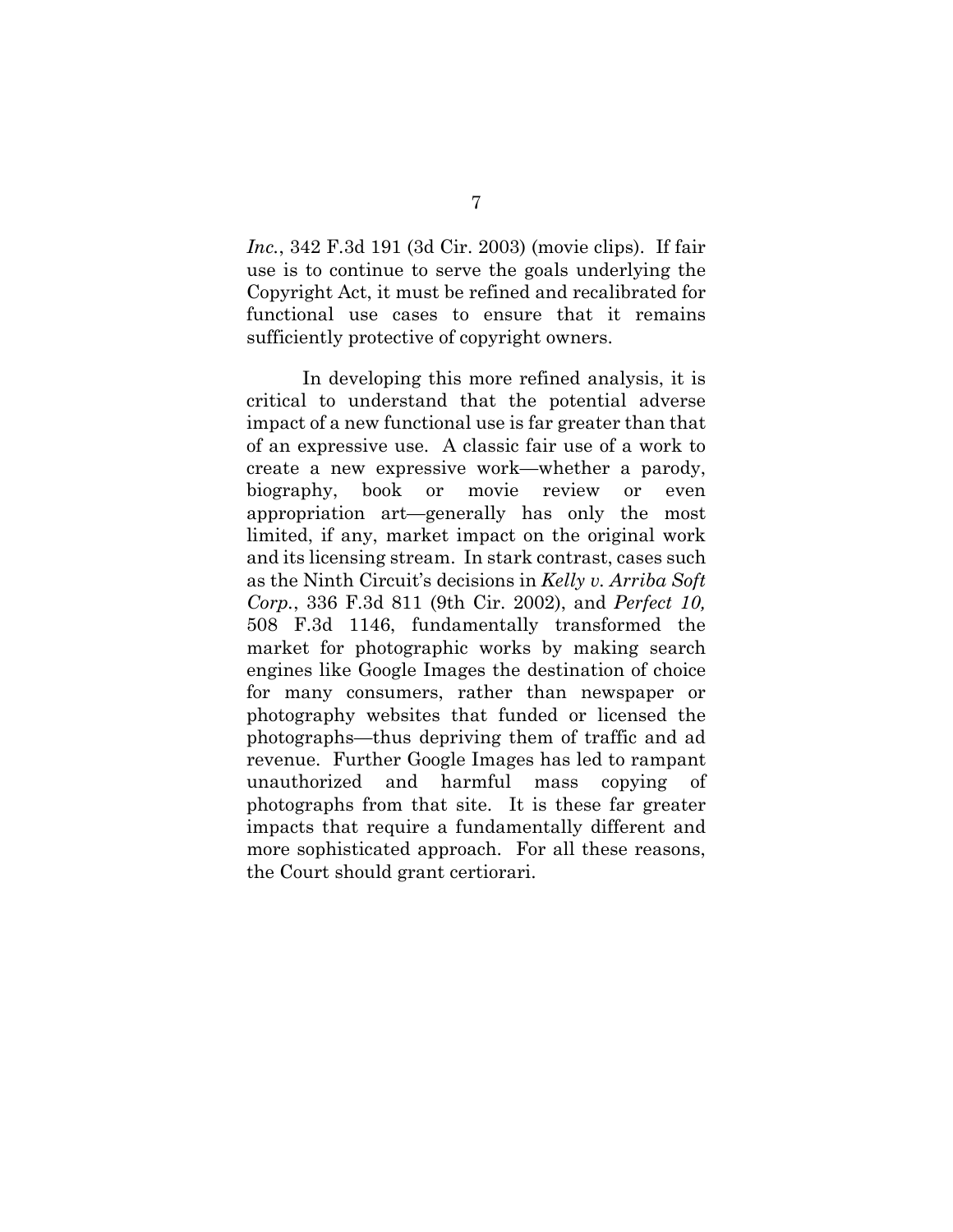*Inc.*, 342 F.3d 191 (3d Cir. 2003) (movie clips). If fair use is to continue to serve the goals underlying the Copyright Act, it must be refined and recalibrated for functional use cases to ensure that it remains sufficiently protective of copyright owners.

In developing this more refined analysis, it is critical to understand that the potential adverse impact of a new functional use is far greater than that of an expressive use. A classic fair use of a work to create a new expressive work—whether a parody, biography, book or movie review or even appropriation art—generally has only the most limited, if any, market impact on the original work and its licensing stream. In stark contrast, cases such as the Ninth Circuit's decisions in *Kelly v. Arriba Soft Corp.*, 336 F.3d 811 (9th Cir. 2002), and *Perfect 10,* 508 F.3d 1146, fundamentally transformed the market for photographic works by making search engines like Google Images the destination of choice for many consumers, rather than newspaper or photography websites that funded or licensed the photographs—thus depriving them of traffic and ad revenue. Further Google Images has led to rampant unauthorized and harmful mass copying of photographs from that site. It is these far greater impacts that require a fundamentally different and more sophisticated approach. For all these reasons, the Court should grant certiorari.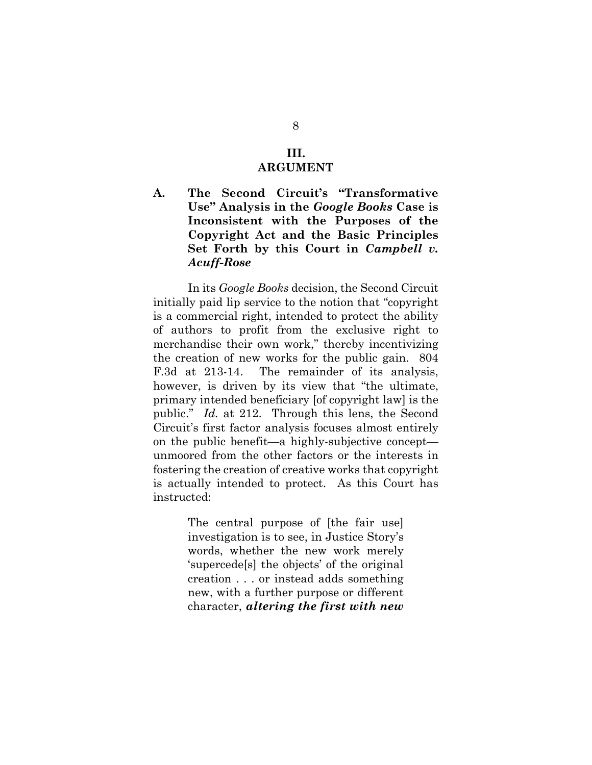## III.
## ARGUMENT

### A. The Second Circuit's "Transformative Use" Analysis in the *Google Books* Case is Inconsistent with the Purposes of the Copyright Act and the Basic Principles Set Forth by this Court in *Campbell v. Acuff-Rose*

In its *Google Books* decision, the Second Circuit initially paid lip service to the notion that "copyright is a commercial right, intended to protect the ability of authors to profit from the exclusive right to merchandise their own work," thereby incentivizing the creation of new works for the public gain. 804 F.3d at 213-14. The remainder of its analysis, however, is driven by its view that "the ultimate, primary intended beneficiary [of copyright law] is the public." *Id.* at 212. Through this lens, the Second Circuit's first factor analysis focuses almost entirely on the public benefit—a highly-subjective concept—unmoored from the other factors or the interests in fostering the creation of creative works that copyright is actually intended to protect. As this Court has instructed:

> The central purpose of [the fair use] investigation is to see, in Justice Story's words, whether the new work merely 'supercede[s] the objects' of the original creation . . . or instead adds something new, with a further purpose or different character, ***altering the first with new***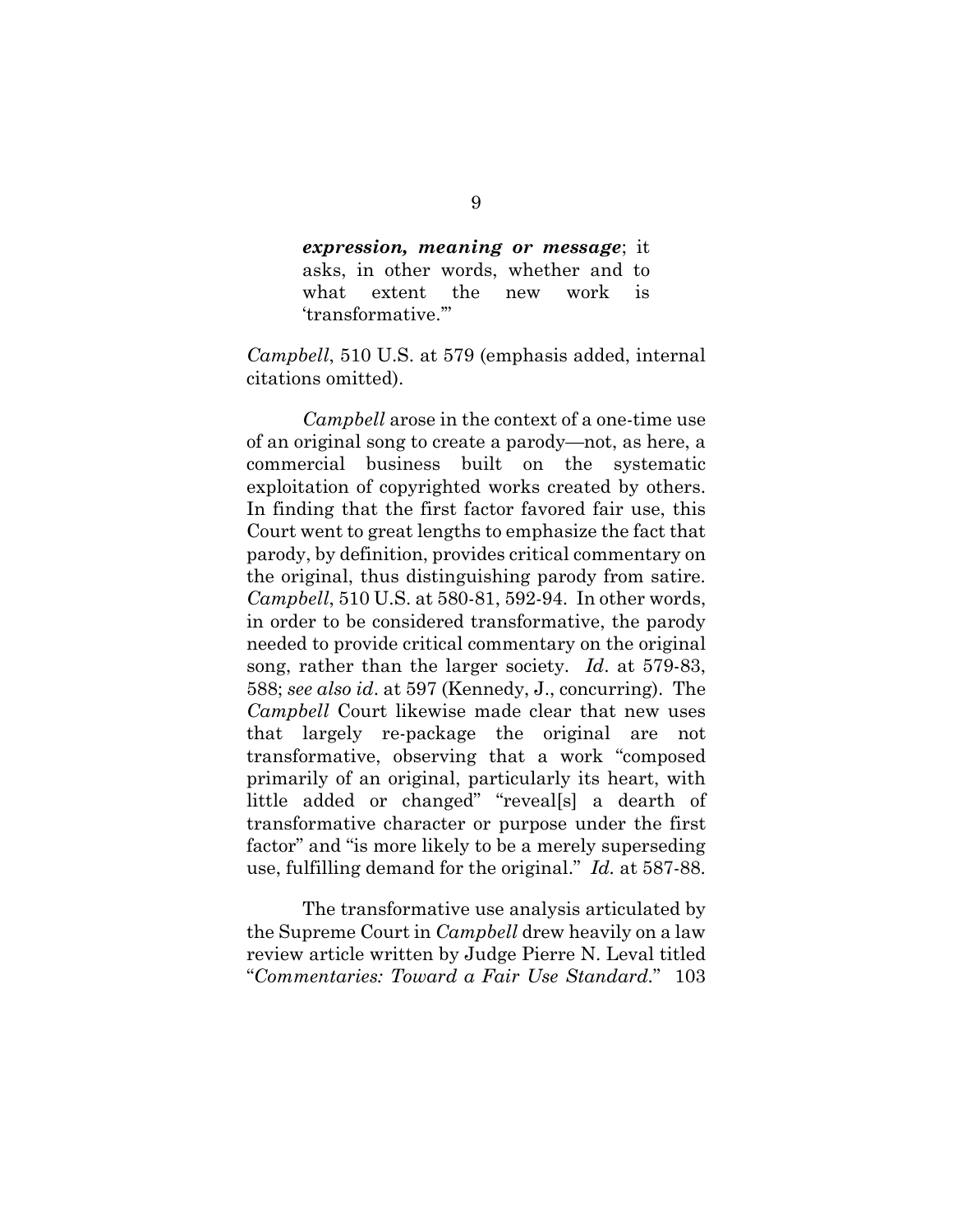> ***expression, meaning or message***; it asks, in other words, whether and to what extent the new work is 'transformative.'"

*Campbell*, 510 U.S. at 579 (emphasis added, internal citations omitted).

*Campbell* arose in the context of a one-time use of an original song to create a parody—not, as here, a commercial business built on the systematic exploitation of copyrighted works created by others. In finding that the first factor favored fair use, this Court went to great lengths to emphasize the fact that parody, by definition, provides critical commentary on the original, thus distinguishing parody from satire. *Campbell*, 510 U.S. at 580-81, 592-94. In other words, in order to be considered transformative, the parody needed to provide critical commentary on the original song, rather than the larger society. *Id*. at 579-83, 588; *see also id*. at 597 (Kennedy, J., concurring). The *Campbell* Court likewise made clear that new uses that largely re-package the original are not transformative, observing that a work "composed primarily of an original, particularly its heart, with little added or changed" "reveal[s] a dearth of transformative character or purpose under the first factor" and "is more likely to be a merely superseding use, fulfilling demand for the original." *Id.* at 587-88.

The transformative use analysis articulated by the Supreme Court in *Campbell* drew heavily on a law review article written by Judge Pierre N. Leval titled "*Commentaries: Toward a Fair Use Standard*." 103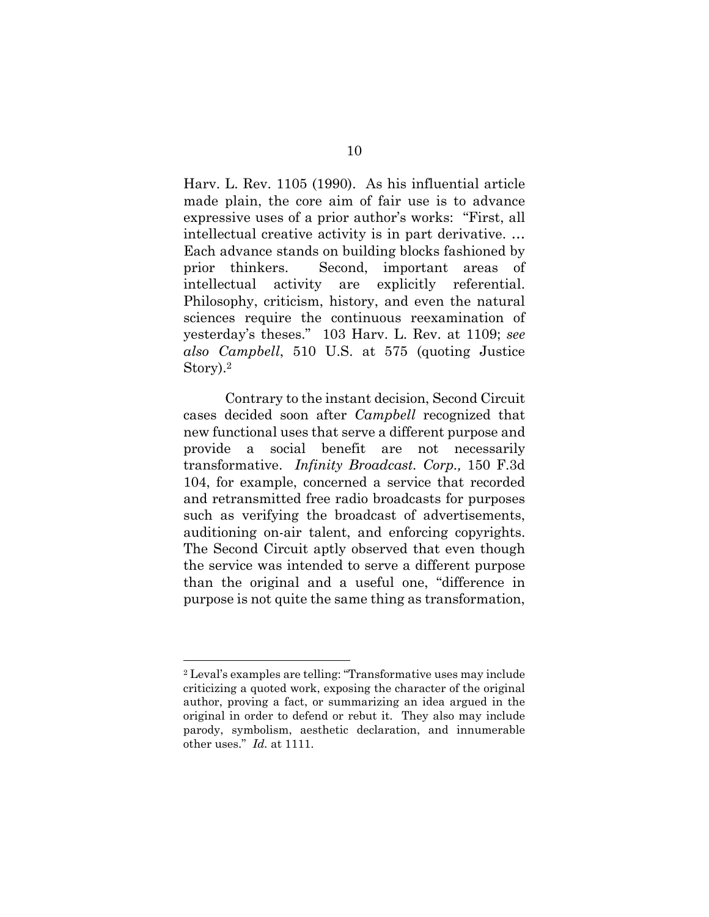Harv. L. Rev. 1105 (1990). As his influential article made plain, the core aim of fair use is to advance expressive uses of a prior author's works: "First, all intellectual creative activity is in part derivative. … Each advance stands on building blocks fashioned by prior thinkers. Second, important areas of intellectual activity are explicitly referential. Philosophy, criticism, history, and even the natural sciences require the continuous reexamination of yesterday's theses." 103 Harv. L. Rev. at 1109; *see also Campbell*, 510 U.S. at 575 (quoting Justice Story).[2]

Contrary to the instant decision, Second Circuit cases decided soon after *Campbell* recognized that new functional uses that serve a different purpose and provide a social benefit are not necessarily transformative. *Infinity Broadcast. Corp.,* 150 F.3d 104, for example, concerned a service that recorded and retransmitted free radio broadcasts for purposes such as verifying the broadcast of advertisements, auditioning on-air talent, and enforcing copyrights. The Second Circuit aptly observed that even though the service was intended to serve a different purpose than the original and a useful one, "difference in purpose is not quite the same thing as transformation,

---

[2] Leval's examples are telling: "Transformative uses may include criticizing a quoted work, exposing the character of the original author, proving a fact, or summarizing an idea argued in the original in order to defend or rebut it. They also may include parody, symbolism, aesthetic declaration, and innumerable other uses." *Id.* at 1111.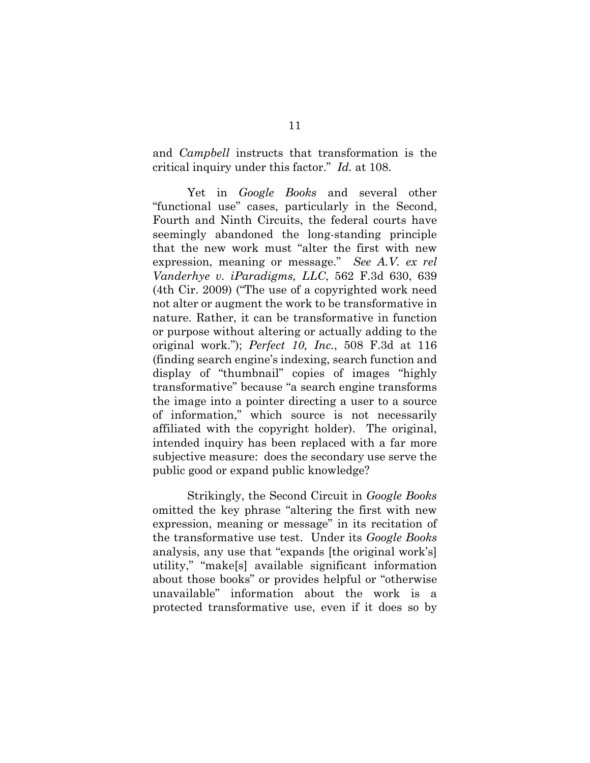and *Campbell* instructs that transformation is the critical inquiry under this factor." *Id.* at 108.

Yet in *Google Books* and several other "functional use" cases, particularly in the Second, Fourth and Ninth Circuits, the federal courts have seemingly abandoned the long-standing principle that the new work must "alter the first with new expression, meaning or message." *See A.V. ex rel Vanderhye v. iParadigms, LLC*, 562 F.3d 630, 639 (4th Cir. 2009) ("The use of a copyrighted work need not alter or augment the work to be transformative in nature. Rather, it can be transformative in function or purpose without altering or actually adding to the original work."); *Perfect 10, Inc.*, 508 F.3d at 116 (finding search engine's indexing, search function and display of "thumbnail" copies of images "highly transformative" because "a search engine transforms the image into a pointer directing a user to a source of information," which source is not necessarily affiliated with the copyright holder). The original, intended inquiry has been replaced with a far more subjective measure: does the secondary use serve the public good or expand public knowledge?

Strikingly, the Second Circuit in *Google Books* omitted the key phrase "altering the first with new expression, meaning or message" in its recitation of the transformative use test. Under its *Google Books* analysis, any use that "expands [the original work's] utility," "make[s] available significant information about those books" or provides helpful or "otherwise unavailable" information about the work is a protected transformative use, even if it does so by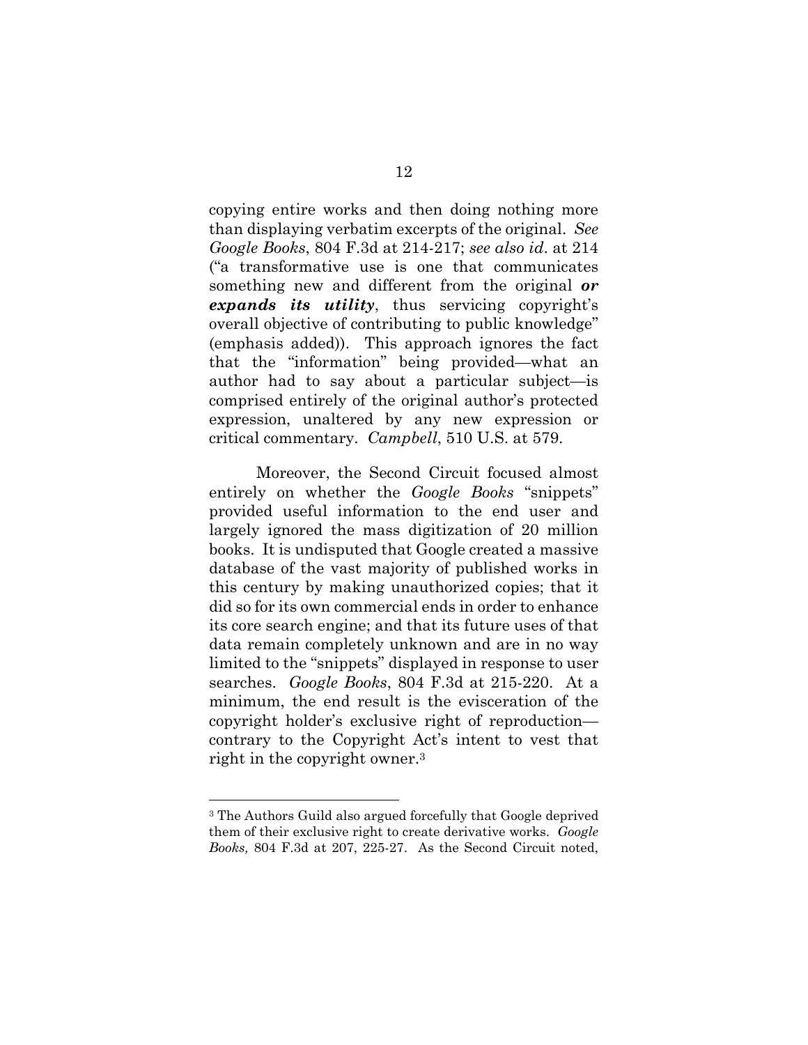copying entire works and then doing nothing more than displaying verbatim excerpts of the original. *See Google Books*, 804 F.3d at 214-217; *see also id*. at 214 ("a transformative use is one that communicates something new and different from the original ***or expands its utility***, thus servicing copyright's overall objective of contributing to public knowledge" (emphasis added)). This approach ignores the fact that the "information" being provided—what an author had to say about a particular subject—is comprised entirely of the original author's protected expression, unaltered by any new expression or critical commentary. *Campbell*, 510 U.S. at 579.

Moreover, the Second Circuit focused almost entirely on whether the *Google Books* "snippets" provided useful information to the end user and largely ignored the mass digitization of 20 million books. It is undisputed that Google created a massive database of the vast majority of published works in this century by making unauthorized copies; that it did so for its own commercial ends in order to enhance its core search engine; and that its future uses of that data remain completely unknown and are in no way limited to the "snippets" displayed in response to user searches. *Google Books*, 804 F.3d at 215-220. At a minimum, the end result is the evisceration of the copyright holder's exclusive right of reproduction—contrary to the Copyright Act's intent to vest that right in the copyright owner.[3]

---

[3] The Authors Guild also argued forcefully that Google deprived them of their exclusive right to create derivative works. *Google Books,* 804 F.3d at 207, 225-27. As the Second Circuit noted,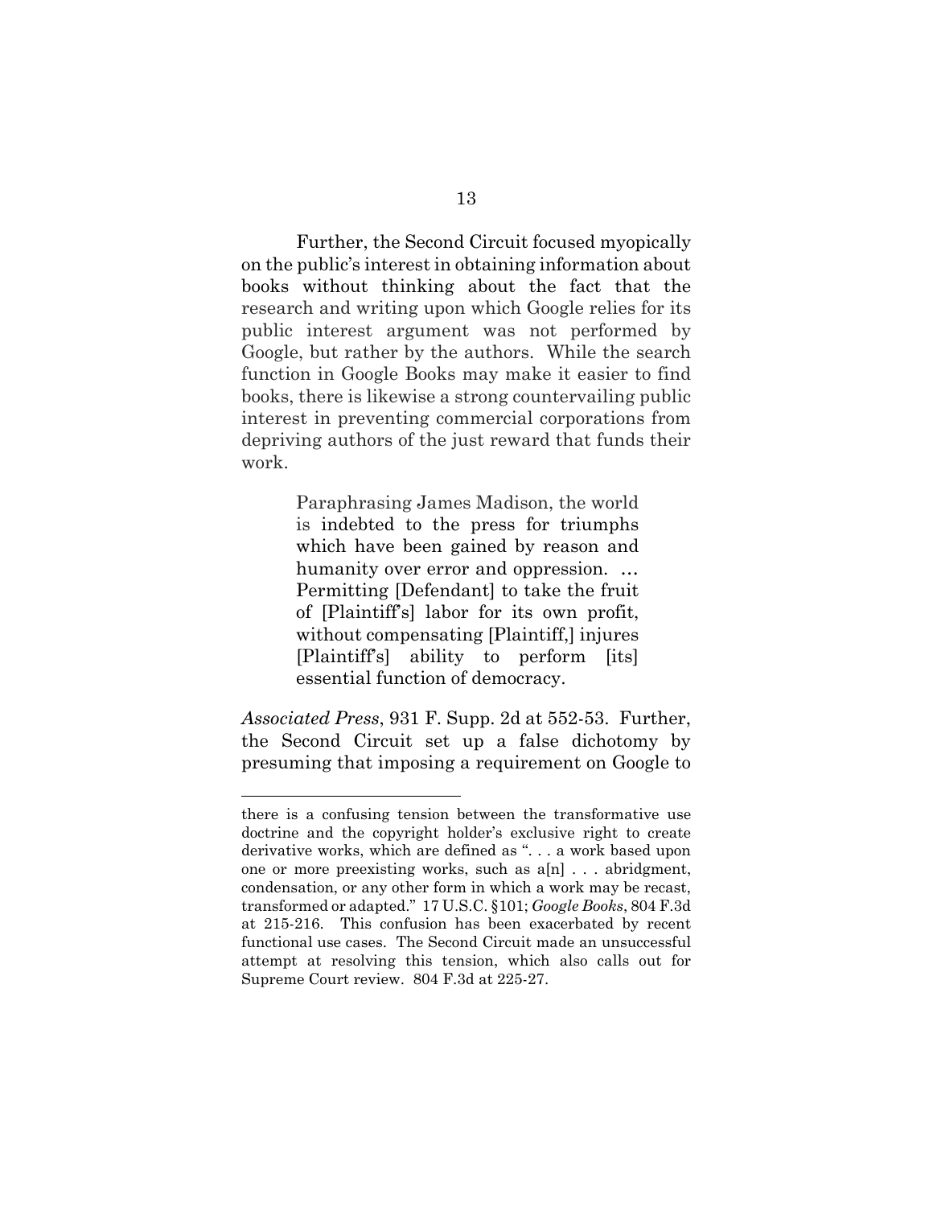Further, the Second Circuit focused myopically on the public's interest in obtaining information about books without thinking about the fact that the research and writing upon which Google relies for its public interest argument was not performed by Google, but rather by the authors. While the search function in Google Books may make it easier to find books, there is likewise a strong countervailing public interest in preventing commercial corporations from depriving authors of the just reward that funds their work.

> Paraphrasing James Madison, the world is indebted to the press for triumphs which have been gained by reason and humanity over error and oppression. … Permitting [Defendant] to take the fruit of [Plaintiff's] labor for its own profit, without compensating [Plaintiff,] injures [Plaintiff's] ability to perform [its] essential function of democracy.

*Associated Press*, 931 F. Supp. 2d at 552-53. Further, the Second Circuit set up a false dichotomy by presuming that imposing a requirement on Google to

---

there is a confusing tension between the transformative use doctrine and the copyright holder's exclusive right to create derivative works, which are defined as ". . . a work based upon one or more preexisting works, such as a[n] . . . abridgment, condensation, or any other form in which a work may be recast, transformed or adapted." 17 U.S.C. §101; *Google Books*, 804 F.3d at 215-216. This confusion has been exacerbated by recent functional use cases. The Second Circuit made an unsuccessful attempt at resolving this tension, which also calls out for Supreme Court review. 804 F.3d at 225-27.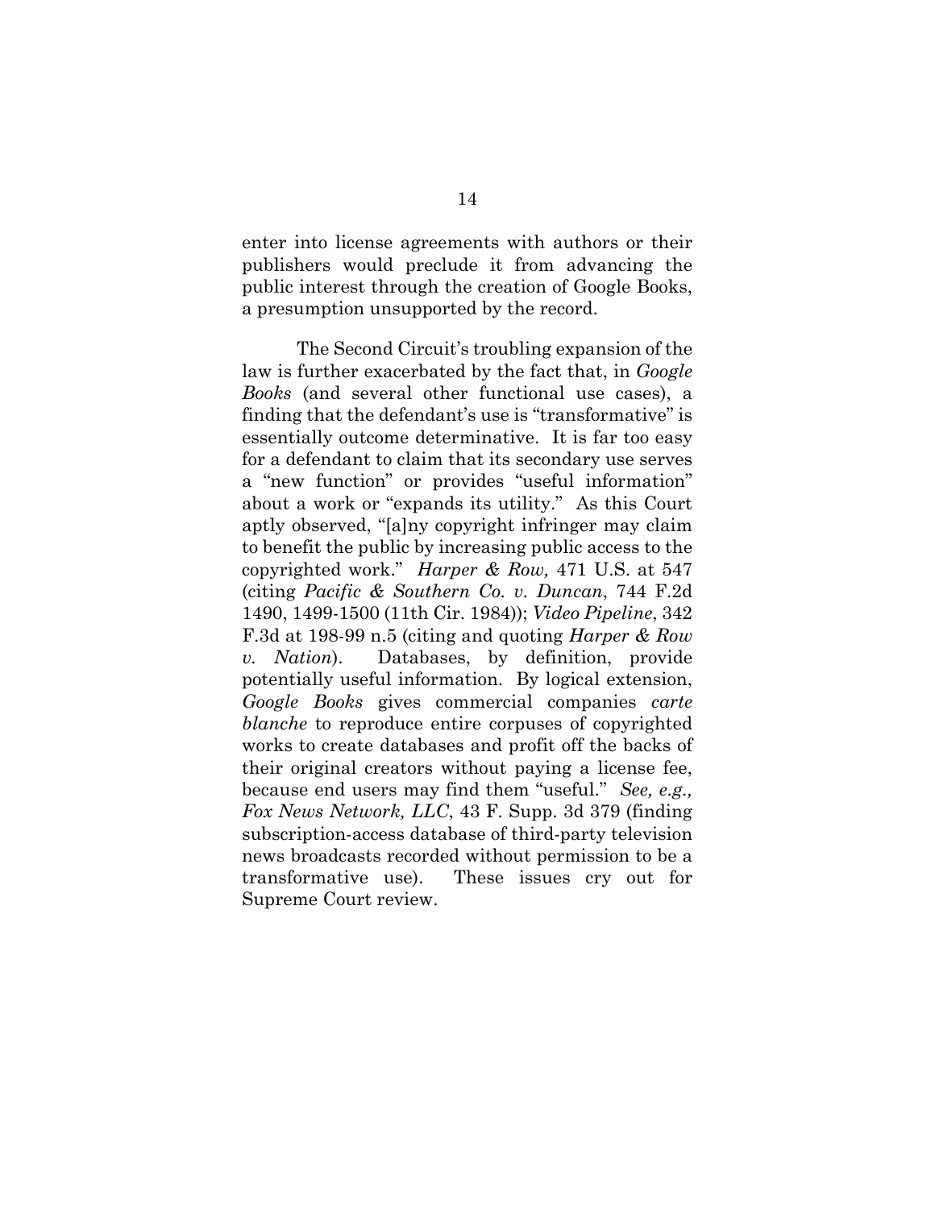enter into license agreements with authors or their publishers would preclude it from advancing the public interest through the creation of Google Books, a presumption unsupported by the record.

The Second Circuit's troubling expansion of the law is further exacerbated by the fact that, in *Google Books* (and several other functional use cases), a finding that the defendant's use is "transformative" is essentially outcome determinative. It is far too easy for a defendant to claim that its secondary use serves a "new function" or provides "useful information" about a work or "expands its utility." As this Court aptly observed, "[a]ny copyright infringer may claim to benefit the public by increasing public access to the copyrighted work." *Harper & Row,* 471 U.S. at 547 (citing *Pacific & Southern Co. v. Duncan*, 744 F.2d 1490, 1499-1500 (11th Cir. 1984)); *Video Pipeline*, 342 F.3d at 198-99 n.5 (citing and quoting *Harper & Row v. Nation*). Databases, by definition, provide potentially useful information. By logical extension, *Google Books* gives commercial companies *carte blanche* to reproduce entire corpuses of copyrighted works to create databases and profit off the backs of their original creators without paying a license fee, because end users may find them "useful." *See, e.g., Fox News Network, LLC*, 43 F. Supp. 3d 379 (finding subscription-access database of third-party television news broadcasts recorded without permission to be a transformative use). These issues cry out for Supreme Court review.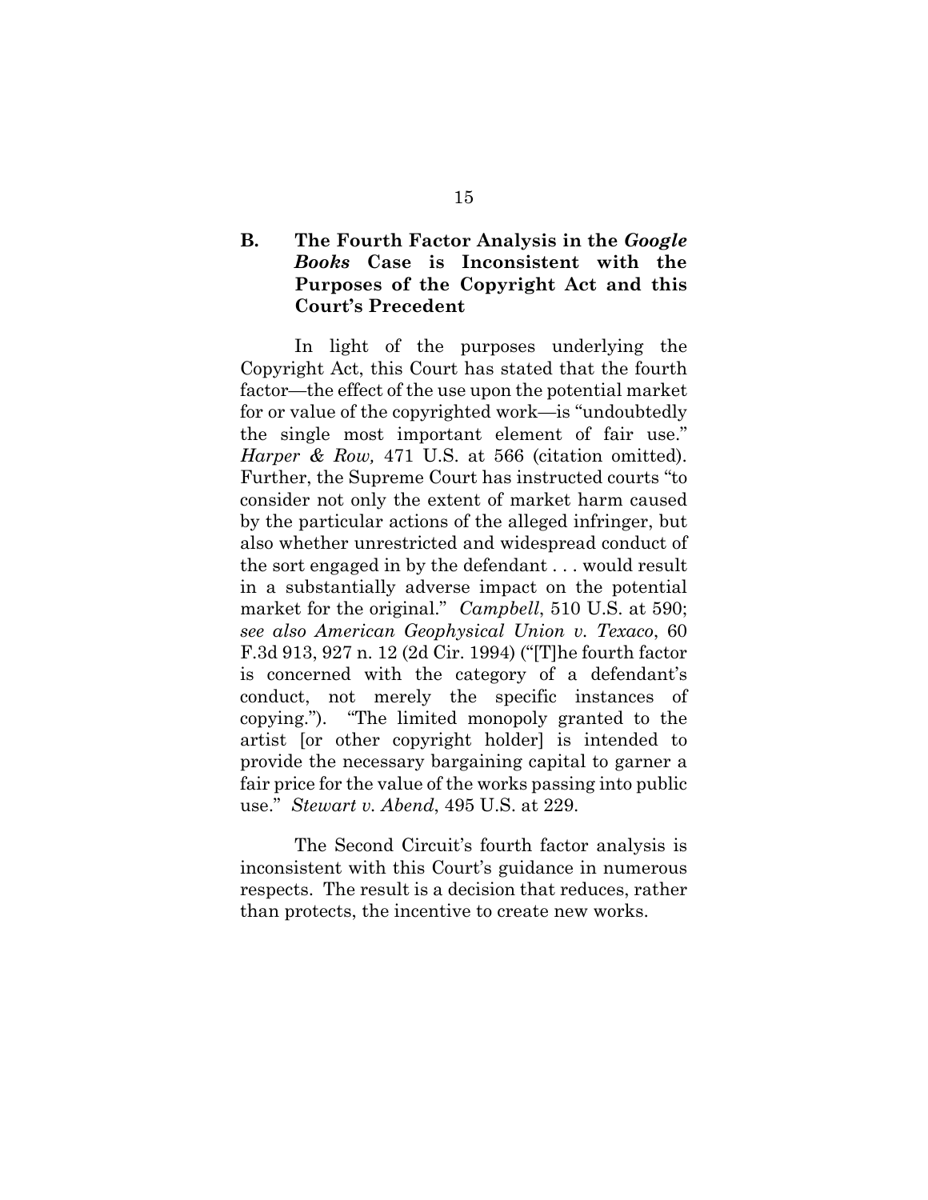### B. The Fourth Factor Analysis in the *Google Books* Case is Inconsistent with the Purposes of the Copyright Act and this Court's Precedent

In light of the purposes underlying the Copyright Act, this Court has stated that the fourth factor—the effect of the use upon the potential market for or value of the copyrighted work—is "undoubtedly the single most important element of fair use." *Harper & Row,* 471 U.S. at 566 (citation omitted). Further, the Supreme Court has instructed courts "to consider not only the extent of market harm caused by the particular actions of the alleged infringer, but also whether unrestricted and widespread conduct of the sort engaged in by the defendant . . . would result in a substantially adverse impact on the potential market for the original." *Campbell*, 510 U.S. at 590; *see also American Geophysical Union v. Texaco*, 60 F.3d 913, 927 n. 12 (2d Cir. 1994) ("[T]he fourth factor is concerned with the category of a defendant's conduct, not merely the specific instances of copying."). "The limited monopoly granted to the artist [or other copyright holder] is intended to provide the necessary bargaining capital to garner a fair price for the value of the works passing into public use." *Stewart v. Abend*, 495 U.S. at 229.

The Second Circuit's fourth factor analysis is inconsistent with this Court's guidance in numerous respects. The result is a decision that reduces, rather than protects, the incentive to create new works.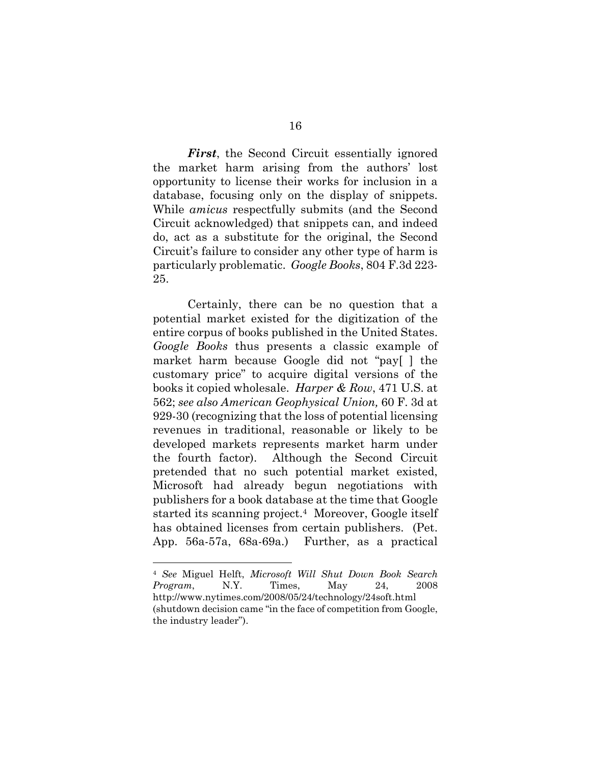***First***, the Second Circuit essentially ignored the market harm arising from the authors' lost opportunity to license their works for inclusion in a database, focusing only on the display of snippets. While *amicus* respectfully submits (and the Second Circuit acknowledged) that snippets can, and indeed do, act as a substitute for the original, the Second Circuit's failure to consider any other type of harm is particularly problematic. *Google Books*, 804 F.3d 223-25.

Certainly, there can be no question that a potential market existed for the digitization of the entire corpus of books published in the United States. *Google Books* thus presents a classic example of market harm because Google did not "pay[ ] the customary price" to acquire digital versions of the books it copied wholesale. *Harper & Row*, 471 U.S. at 562; *see also American Geophysical Union,* 60 F. 3d at 929-30 (recognizing that the loss of potential licensing revenues in traditional, reasonable or likely to be developed markets represents market harm under the fourth factor). Although the Second Circuit pretended that no such potential market existed, Microsoft had already begun negotiations with publishers for a book database at the time that Google started its scanning project.[4] Moreover, Google itself has obtained licenses from certain publishers. (Pet. App. 56a-57a, 68a-69a.) Further, as a practical

---

[4] *See* Miguel Helft, *Microsoft Will Shut Down Book Search Program*, N.Y. Times, May 24, 2008 http://www.nytimes.com/2008/05/24/technology/24soft.html (shutdown decision came "in the face of competition from Google, the industry leader").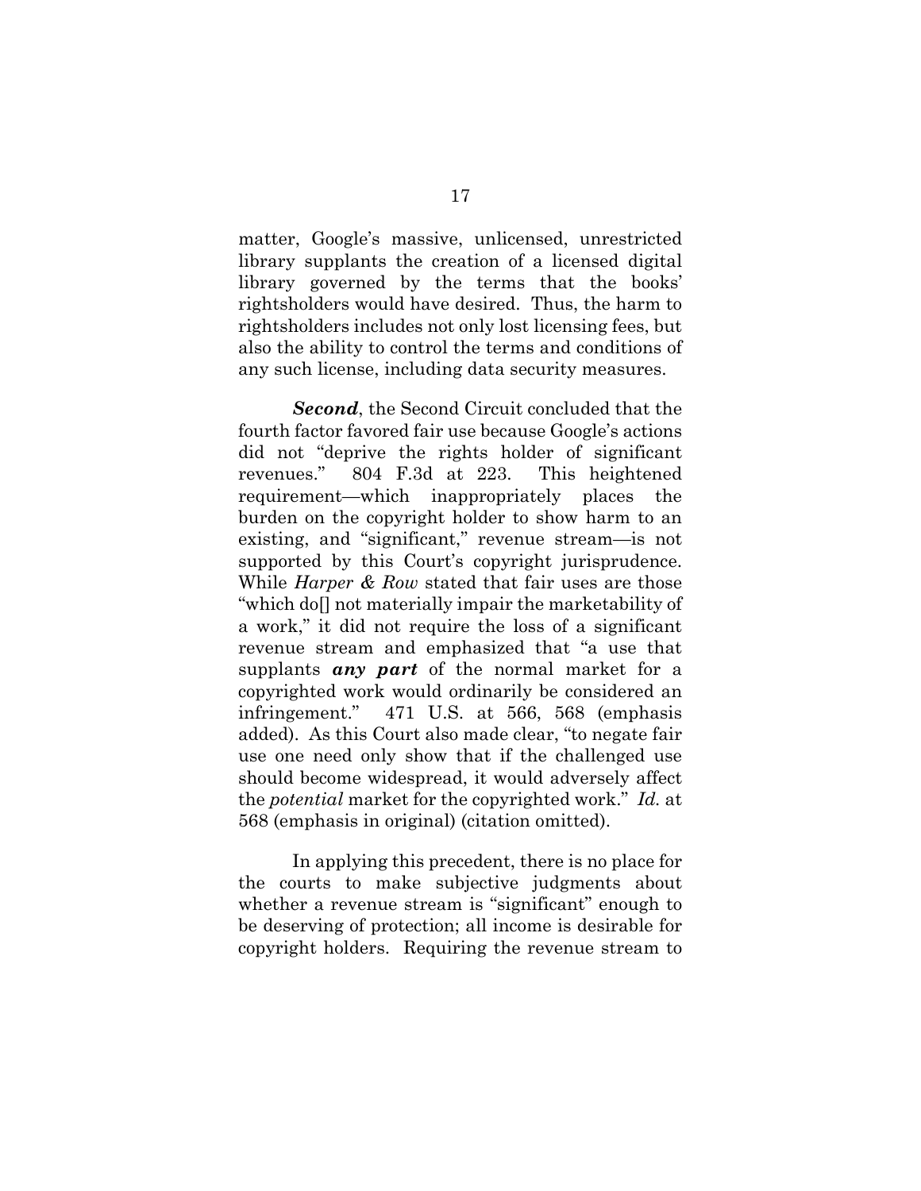matter, Google's massive, unlicensed, unrestricted library supplants the creation of a licensed digital library governed by the terms that the books' rightsholders would have desired. Thus, the harm to rightsholders includes not only lost licensing fees, but also the ability to control the terms and conditions of any such license, including data security measures.

***Second***, the Second Circuit concluded that the fourth factor favored fair use because Google's actions did not "deprive the rights holder of significant revenues." 804 F.3d at 223. This heightened requirement—which inappropriately places the burden on the copyright holder to show harm to an existing, and "significant," revenue stream—is not supported by this Court's copyright jurisprudence. While *Harper & Row* stated that fair uses are those "which do[] not materially impair the marketability of a work," it did not require the loss of a significant revenue stream and emphasized that "a use that supplants ***any part*** of the normal market for a copyrighted work would ordinarily be considered an infringement." 471 U.S. at 566, 568 (emphasis added). As this Court also made clear, "to negate fair use one need only show that if the challenged use should become widespread, it would adversely affect the *potential* market for the copyrighted work." *Id.* at 568 (emphasis in original) (citation omitted).

In applying this precedent, there is no place for the courts to make subjective judgments about whether a revenue stream is "significant" enough to be deserving of protection; all income is desirable for copyright holders. Requiring the revenue stream to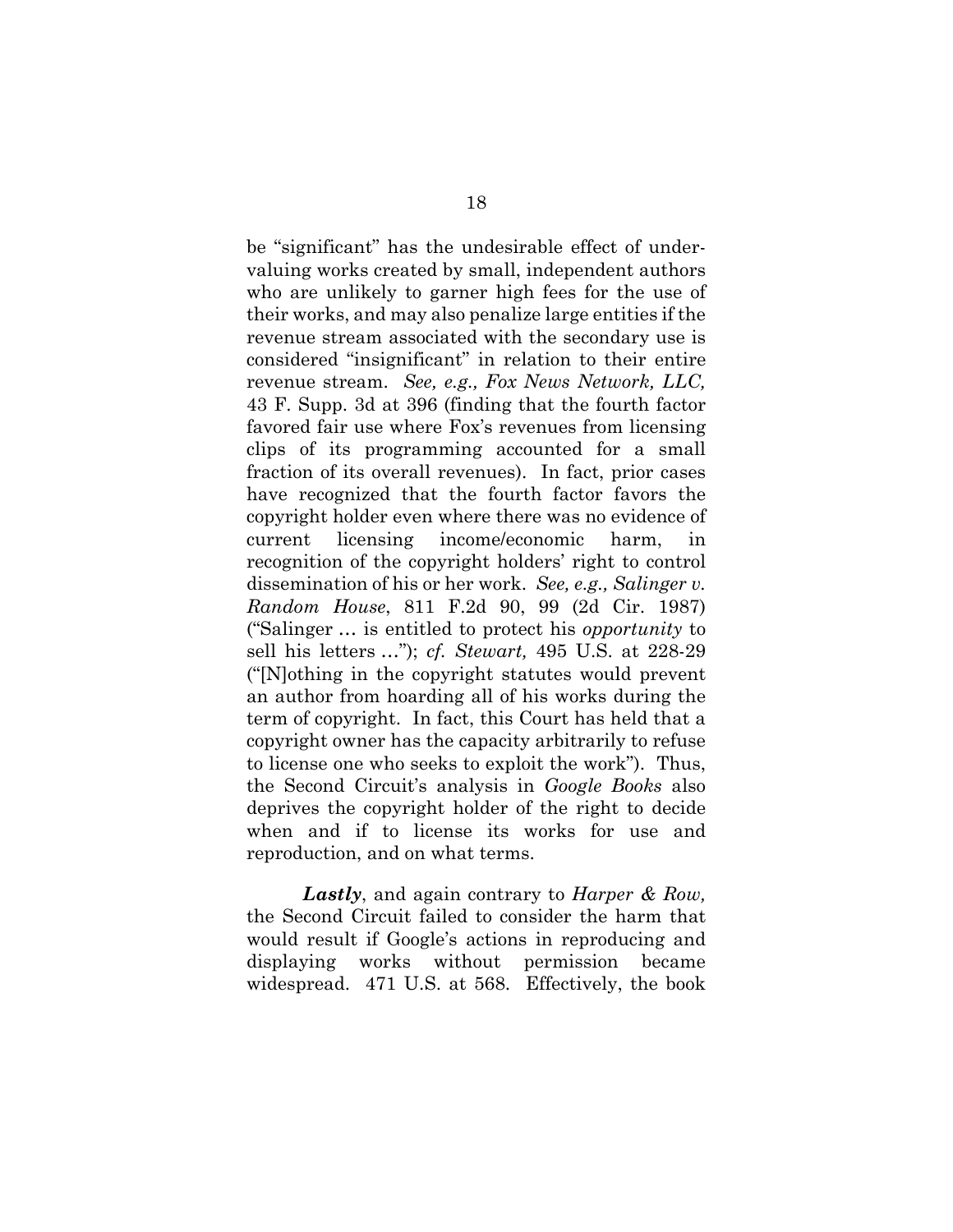be "significant" has the undesirable effect of under-valuing works created by small, independent authors who are unlikely to garner high fees for the use of their works, and may also penalize large entities if the revenue stream associated with the secondary use is considered "insignificant" in relation to their entire revenue stream. *See, e.g., Fox News Network, LLC,* 43 F. Supp. 3d at 396 (finding that the fourth factor favored fair use where Fox's revenues from licensing clips of its programming accounted for a small fraction of its overall revenues). In fact, prior cases have recognized that the fourth factor favors the copyright holder even where there was no evidence of current licensing income/economic harm, in recognition of the copyright holders' right to control dissemination of his or her work. *See, e.g., Salinger v. Random House*, 811 F.2d 90, 99 (2d Cir. 1987) ("Salinger … is entitled to protect his *opportunity* to sell his letters …"); *cf. Stewart,* 495 U.S. at 228-29 ("[N]othing in the copyright statutes would prevent an author from hoarding all of his works during the term of copyright. In fact, this Court has held that a copyright owner has the capacity arbitrarily to refuse to license one who seeks to exploit the work"). Thus, the Second Circuit's analysis in *Google Books* also deprives the copyright holder of the right to decide when and if to license its works for use and reproduction, and on what terms.

***Lastly***, and again contrary to *Harper & Row,* the Second Circuit failed to consider the harm that would result if Google's actions in reproducing and displaying works without permission became widespread. 471 U.S. at 568. Effectively, the book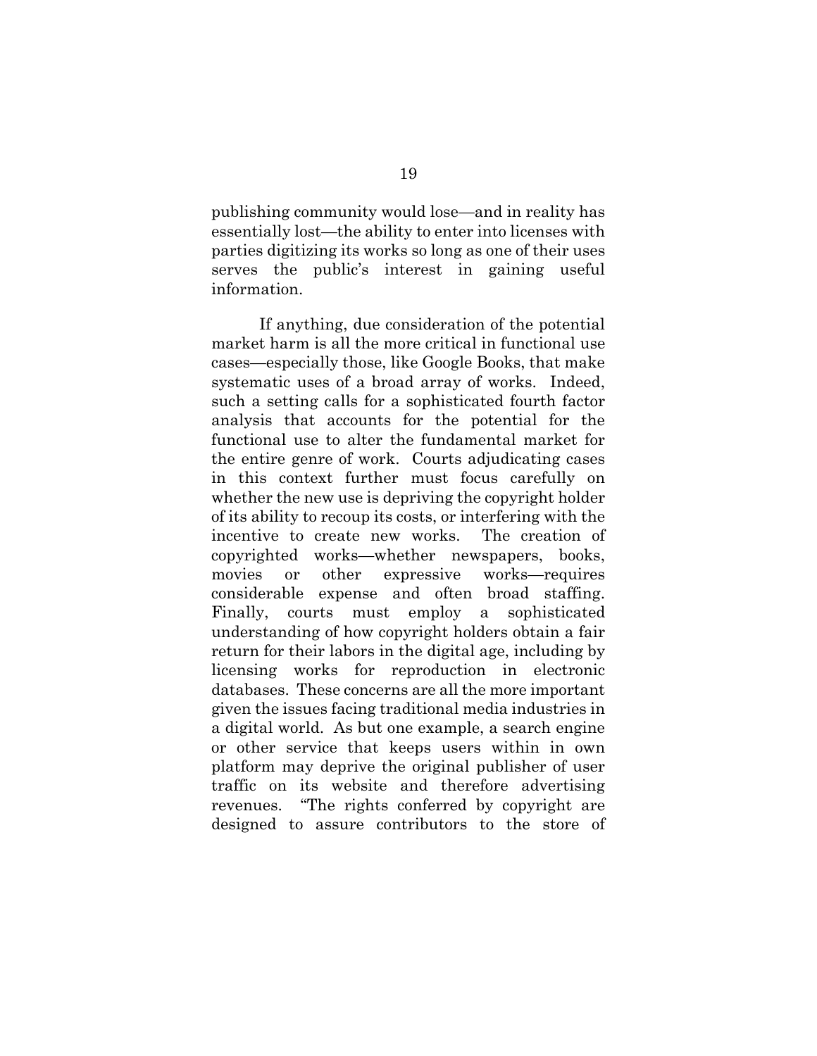publishing community would lose—and in reality has essentially lost—the ability to enter into licenses with parties digitizing its works so long as one of their uses serves the public's interest in gaining useful information.

If anything, due consideration of the potential market harm is all the more critical in functional use cases—especially those, like Google Books, that make systematic uses of a broad array of works. Indeed, such a setting calls for a sophisticated fourth factor analysis that accounts for the potential for the functional use to alter the fundamental market for the entire genre of work. Courts adjudicating cases in this context further must focus carefully on whether the new use is depriving the copyright holder of its ability to recoup its costs, or interfering with the incentive to create new works. The creation of copyrighted works—whether newspapers, books, movies or other expressive works—requires considerable expense and often broad staffing. Finally, courts must employ a sophisticated understanding of how copyright holders obtain a fair return for their labors in the digital age, including by licensing works for reproduction in electronic databases. These concerns are all the more important given the issues facing traditional media industries in a digital world. As but one example, a search engine or other service that keeps users within in own platform may deprive the original publisher of user traffic on its website and therefore advertising revenues. "The rights conferred by copyright are designed to assure contributors to the store of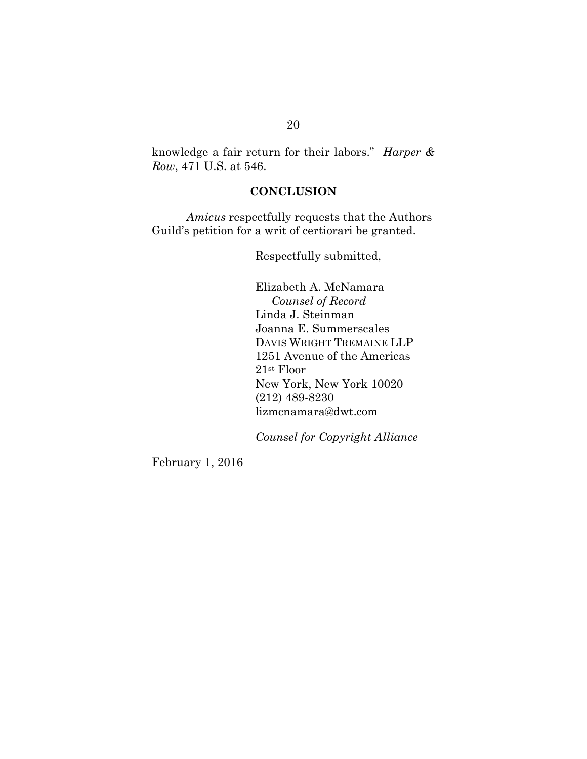knowledge a fair return for their labors." *Harper & Row*, 471 U.S. at 546.

## CONCLUSION

*Amicus* respectfully requests that the Authors Guild's petition for a writ of certiorari be granted.

Respectfully submitted,

Elizabeth A. McNamara
*Counsel of Record*
Linda J. Steinman
Joanna E. Summerscales
DAVIS WRIGHT TREMAINE LLP
1251 Avenue of the Americas
21st Floor
New York, New York 10020
(212) 489-8230
lizmcnamara@dwt.com

*Counsel for Copyright Alliance*

February 1, 2016